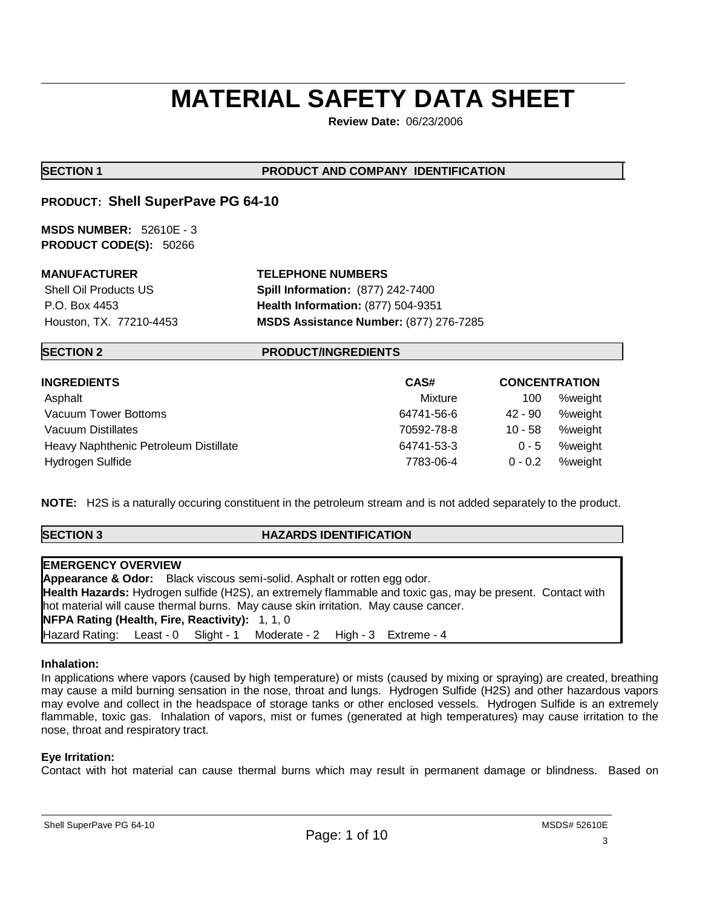# MATERIAL SAFETY DATA SHEET

**Review Date:** 06/23/2006

## SECTION 1 PRODUCT AND COMPANY IDENTIFICATION

**PRODUCT: Shell SuperPave PG 64-10**

**MSDS NUMBER:** 52610E - 3
**PRODUCT CODE(S):** 50266

| MANUFACTURER | TELEPHONE NUMBERS |
|---|---|
| Shell Oil Products US | **Spill Information:** (877) 242-7400 |
| P.O. Box 4453 | **Health Information:** (877) 504-9351 |
| Houston, TX. 77210-4453 | **MSDS Assistance Number:** (877) 276-7285 |

## SECTION 2 PRODUCT/INGREDIENTS

| INGREDIENTS | CAS# | CONCENTRATION | |
|---|---|---|---|
| Asphalt | Mixture | 100 | %weight |
| Vacuum Tower Bottoms | 64741-56-6 | 42 - 90 | %weight |
| Vacuum Distillates | 70592-78-8 | 10 - 58 | %weight |
| Heavy Naphthenic Petroleum Distillate | 64741-53-3 | 0 - 5 | %weight |
| Hydrogen Sulfide | 7783-06-4 | 0 - 0.2 | %weight |

**NOTE:** $H_2S$ is a naturally occuring constituent in the petroleum stream and is not added separately to the product.

## SECTION 3 HAZARDS IDENTIFICATION

**EMERGENCY OVERVIEW**
**Appearance & Odor:** Black viscous semi-solid. Asphalt or rotten egg odor.
**Health Hazards:** Hydrogen sulfide ($H_2S$), an extremely flammable and toxic gas, may be present. Contact with hot material will cause thermal burns. May cause skin irritation. May cause cancer.
**NFPA Rating (Health, Fire, Reactivity):** 1, 1, 0
Hazard Rating: Least - 0 Slight - 1 Moderate - 2 High - 3 Extreme - 4

**Inhalation:**
In applications where vapors (caused by high temperature) or mists (caused by mixing or spraying) are created, breathing may cause a mild burning sensation in the nose, throat and lungs. Hydrogen Sulfide ($H_2S$) and other hazardous vapors may evolve and collect in the headspace of storage tanks or other enclosed vessels. Hydrogen Sulfide is an extremely flammable, toxic gas. Inhalation of vapors, mist or fumes (generated at high temperatures) may cause irritation to the nose, throat and respiratory tract.

**Eye Irritation:**
Contact with hot material can cause thermal burns which may result in permanent damage or blindness. Based on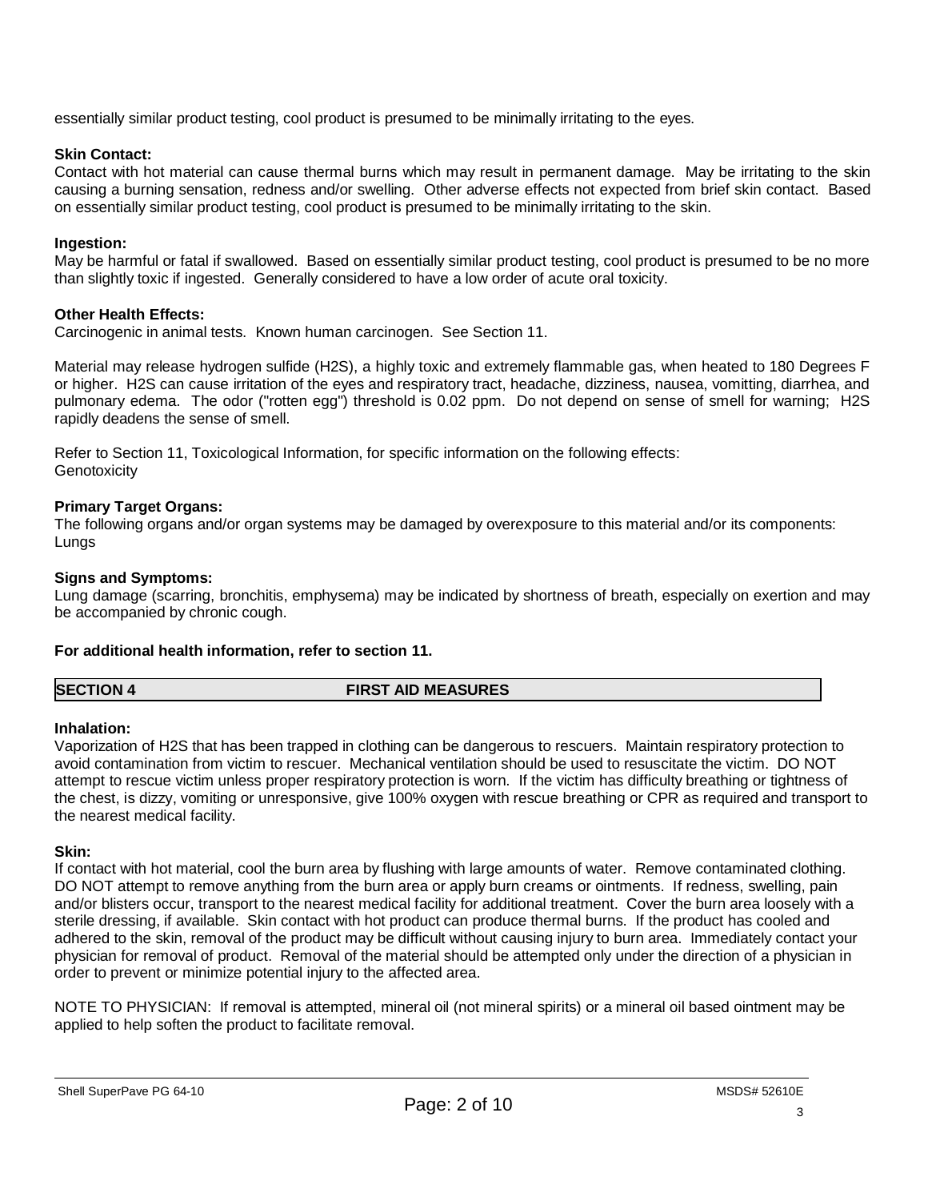essentially similar product testing, cool product is presumed to be minimally irritating to the eyes.

**Skin Contact:**
Contact with hot material can cause thermal burns which may result in permanent damage. May be irritating to the skin causing a burning sensation, redness and/or swelling. Other adverse effects not expected from brief skin contact. Based on essentially similar product testing, cool product is presumed to be minimally irritating to the skin.

**Ingestion:**
May be harmful or fatal if swallowed. Based on essentially similar product testing, cool product is presumed to be no more than slightly toxic if ingested. Generally considered to have a low order of acute oral toxicity.

**Other Health Effects:**
Carcinogenic in animal tests. Known human carcinogen. See Section 11.

Material may release hydrogen sulfide ($H_2S$), a highly toxic and extremely flammable gas, when heated to 180 Degrees F or higher. $H_2S$ can cause irritation of the eyes and respiratory tract, headache, dizziness, nausea, vomitting, diarrhea, and pulmonary edema. The odor ("rotten egg") threshold is 0.02 ppm. Do not depend on sense of smell for warning; $H_2S$ rapidly deadens the sense of smell.

Refer to Section 11, Toxicological Information, for specific information on the following effects:
Genotoxicity

**Primary Target Organs:**
The following organs and/or organ systems may be damaged by overexposure to this material and/or its components:
Lungs

**Signs and Symptoms:**
Lung damage (scarring, bronchitis, emphysema) may be indicated by shortness of breath, especially on exertion and may be accompanied by chronic cough.

**For additional health information, refer to section 11.**

## SECTION 4 FIRST AID MEASURES

**Inhalation:**
Vaporization of $H_2S$ that has been trapped in clothing can be dangerous to rescuers. Maintain respiratory protection to avoid contamination from victim to rescuer. Mechanical ventilation should be used to resuscitate the victim. DO NOT attempt to rescue victim unless proper respiratory protection is worn. If the victim has difficulty breathing or tightness of the chest, is dizzy, vomiting or unresponsive, give 100% oxygen with rescue breathing or CPR as required and transport to the nearest medical facility.

**Skin:**
If contact with hot material, cool the burn area by flushing with large amounts of water. Remove contaminated clothing. DO NOT attempt to remove anything from the burn area or apply burn creams or ointments. If redness, swelling, pain and/or blisters occur, transport to the nearest medical facility for additional treatment. Cover the burn area loosely with a sterile dressing, if available. Skin contact with hot product can produce thermal burns. If the product has cooled and adhered to the skin, removal of the product may be difficult without causing injury to burn area. Immediately contact your physician for removal of product. Removal of the material should be attempted only under the direction of a physician in order to prevent or minimize potential injury to the affected area.

NOTE TO PHYSICIAN: If removal is attempted, mineral oil (not mineral spirits) or a mineral oil based ointment may be applied to help soften the product to facilitate removal.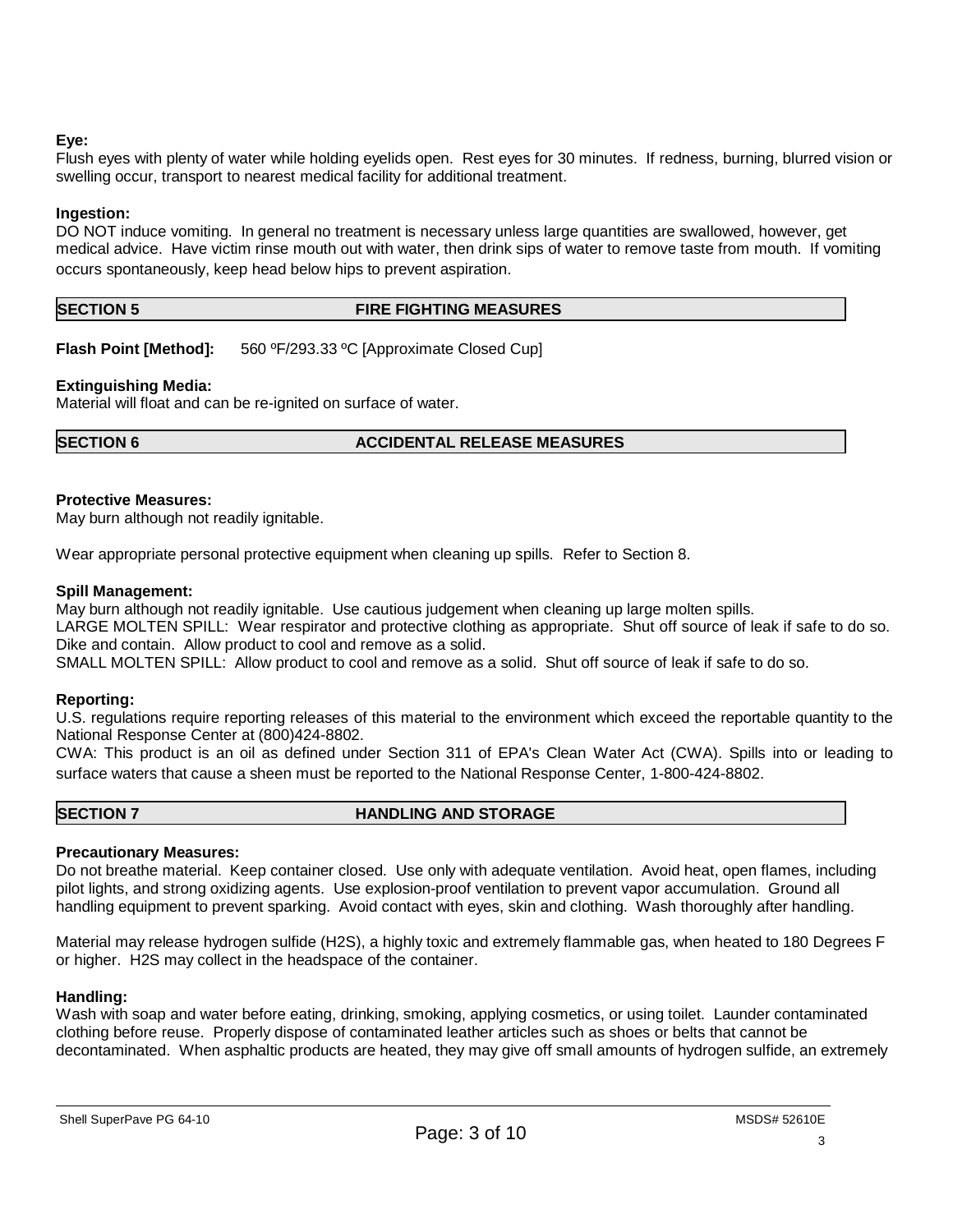**Eye:**
Flush eyes with plenty of water while holding eyelids open. Rest eyes for 30 minutes. If redness, burning, blurred vision or swelling occur, transport to nearest medical facility for additional treatment.

**Ingestion:**
DO NOT induce vomiting. In general no treatment is necessary unless large quantities are swallowed, however, get medical advice. Have victim rinse mouth out with water, then drink sips of water to remove taste from mouth. If vomiting occurs spontaneously, keep head below hips to prevent aspiration.

## SECTION 5 FIRE FIGHTING MEASURES

**Flash Point [Method]:** 560 ºF/293.33 ºC [Approximate Closed Cup]

**Extinguishing Media:**
Material will float and can be re-ignited on surface of water.

## SECTION 6 ACCIDENTAL RELEASE MEASURES

**Protective Measures:**
May burn although not readily ignitable.

Wear appropriate personal protective equipment when cleaning up spills. Refer to Section 8.

**Spill Management:**
May burn although not readily ignitable. Use cautious judgement when cleaning up large molten spills.
LARGE MOLTEN SPILL: Wear respirator and protective clothing as appropriate. Shut off source of leak if safe to do so. Dike and contain. Allow product to cool and remove as a solid.
SMALL MOLTEN SPILL: Allow product to cool and remove as a solid. Shut off source of leak if safe to do so.

**Reporting:**
U.S. regulations require reporting releases of this material to the environment which exceed the reportable quantity to the National Response Center at (800)424-8802.
CWA: This product is an oil as defined under Section 311 of EPA's Clean Water Act (CWA). Spills into or leading to surface waters that cause a sheen must be reported to the National Response Center, 1-800-424-8802.

## SECTION 7 HANDLING AND STORAGE

**Precautionary Measures:**
Do not breathe material. Keep container closed. Use only with adequate ventilation. Avoid heat, open flames, including pilot lights, and strong oxidizing agents. Use explosion-proof ventilation to prevent vapor accumulation. Ground all handling equipment to prevent sparking. Avoid contact with eyes, skin and clothing. Wash thoroughly after handling.

Material may release hydrogen sulfide ($H_2S$), a highly toxic and extremely flammable gas, when heated to 180 Degrees F or higher. $H_2S$ may collect in the headspace of the container.

**Handling:**
Wash with soap and water before eating, drinking, smoking, applying cosmetics, or using toilet. Launder contaminated clothing before reuse. Properly dispose of contaminated leather articles such as shoes or belts that cannot be decontaminated. When asphaltic products are heated, they may give off small amounts of hydrogen sulfide, an extremely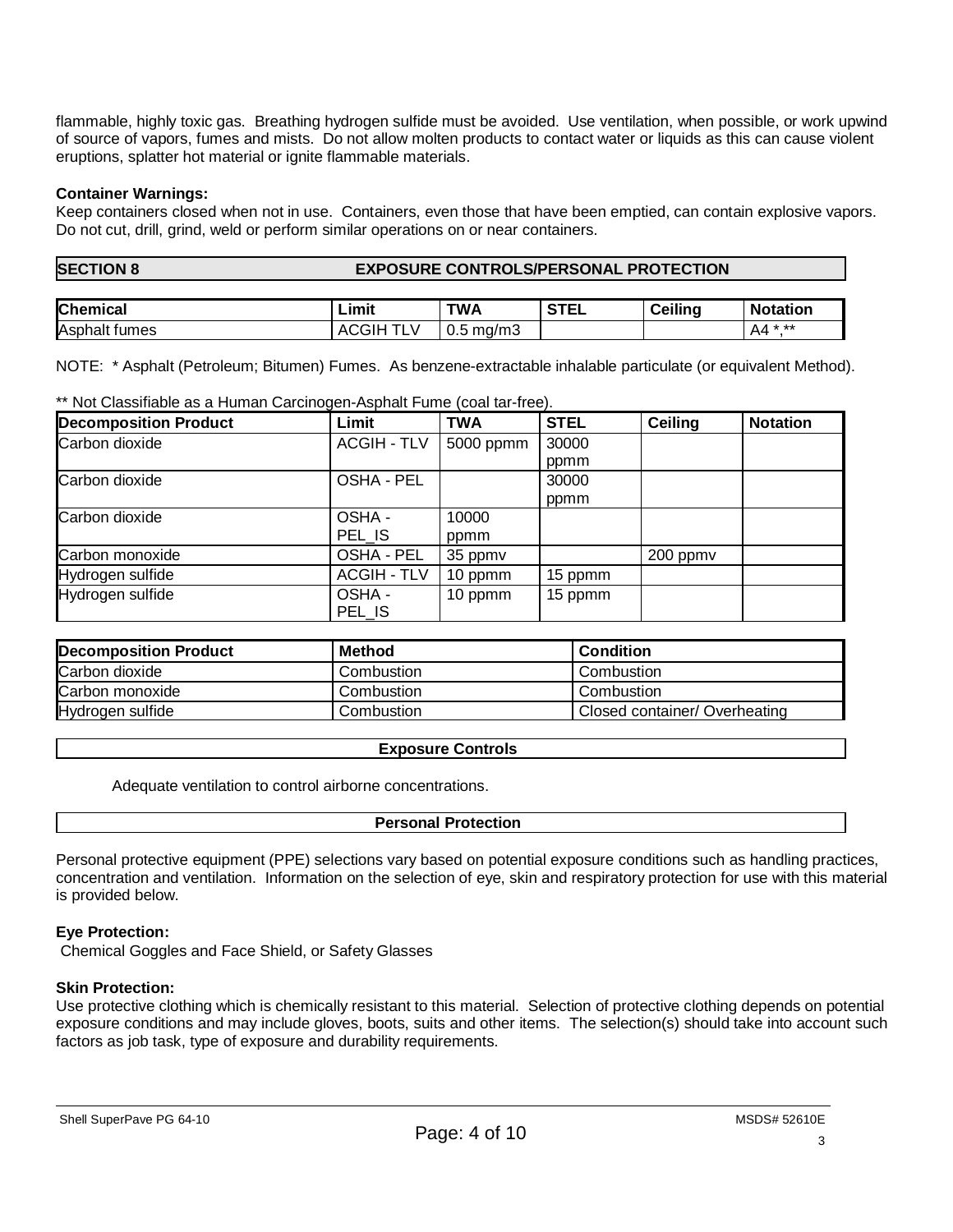flammable, highly toxic gas. Breathing hydrogen sulfide must be avoided. Use ventilation, when possible, or work upwind of source of vapors, fumes and mists. Do not allow molten products to contact water or liquids as this can cause violent eruptions, splatter hot material or ignite flammable materials.

**Container Warnings:**
Keep containers closed when not in use. Containers, even those that have been emptied, can contain explosive vapors. Do not cut, drill, grind, weld or perform similar operations on or near containers.

## SECTION 8 EXPOSURE CONTROLS/PERSONAL PROTECTION

| Chemical | Limit | TWA | STEL | Ceiling | Notation |
|---|---|---|---|---|---|
| Asphalt fumes | ACGIH TLV | 0.5 mg/m3 | | | A4 *,** |

NOTE: * Asphalt (Petroleum; Bitumen) Fumes. As benzene-extractable inhalable particulate (or equivalent Method).

** Not Classifiable as a Human Carcinogen-Asphalt Fume (coal tar-free).

| Decomposition Product | Limit | TWA | STEL | Ceiling | Notation |
|---|---|---|---|---|---|
| Carbon dioxide | ACGIH - TLV | 5000 ppmm | 30000 ppmm | | |
| Carbon dioxide | OSHA - PEL | | 30000 ppmm | | |
| Carbon dioxide | OSHA - PEL_IS | 10000 ppmm | | | |
| Carbon monoxide | OSHA - PEL | 35 ppmv | | 200 ppmv | |
| Hydrogen sulfide | ACGIH - TLV | 10 ppmm | 15 ppmm | | |
| Hydrogen sulfide | OSHA - PEL_IS | 10 ppmm | 15 ppmm | | |

| Decomposition Product | Method | Condition |
|---|---|---|
| Carbon dioxide | Combustion | Combustion |
| Carbon monoxide | Combustion | Combustion |
| Hydrogen sulfide | Combustion | Closed container/ Overheating |

### Exposure Controls

Adequate ventilation to control airborne concentrations.

### Personal Protection

Personal protective equipment (PPE) selections vary based on potential exposure conditions such as handling practices, concentration and ventilation. Information on the selection of eye, skin and respiratory protection for use with this material is provided below.

**Eye Protection:**
Chemical Goggles and Face Shield, or Safety Glasses

**Skin Protection:**
Use protective clothing which is chemically resistant to this material. Selection of protective clothing depends on potential exposure conditions and may include gloves, boots, suits and other items. The selection(s) should take into account such factors as job task, type of exposure and durability requirements.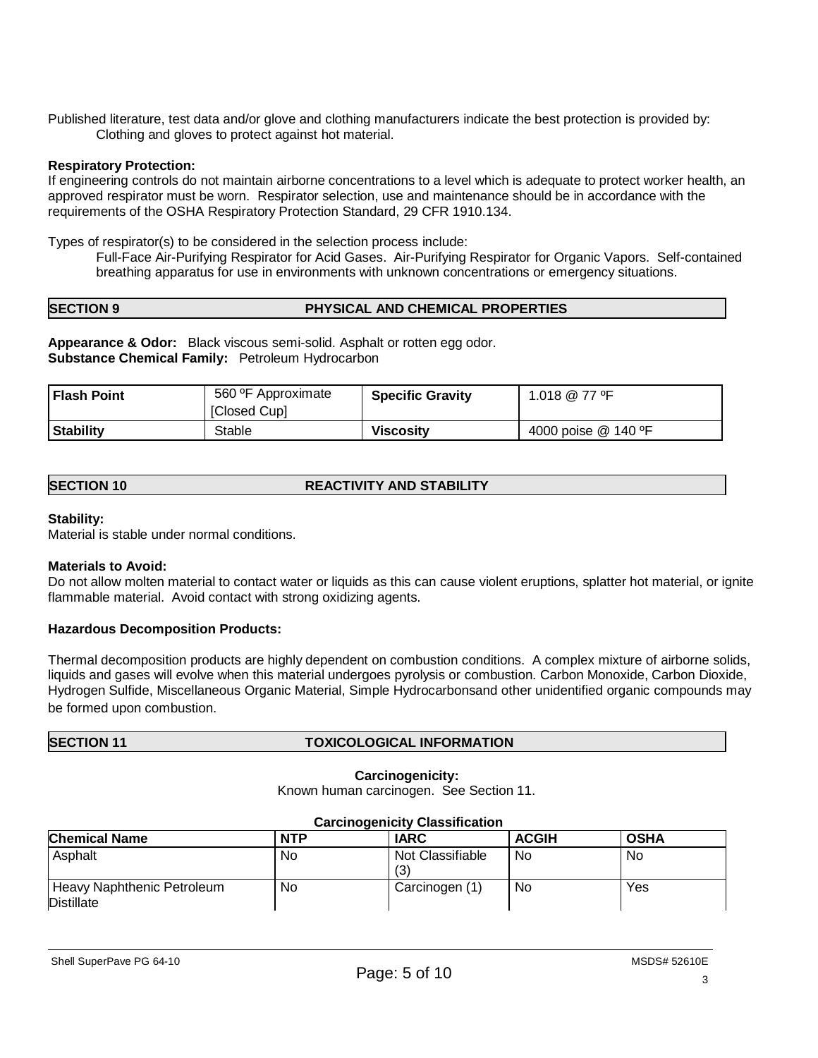Published literature, test data and/or glove and clothing manufacturers indicate the best protection is provided by:

Clothing and gloves to protect against hot material.

**Respiratory Protection:**

If engineering controls do not maintain airborne concentrations to a level which is adequate to protect worker health, an approved respirator must be worn. Respirator selection, use and maintenance should be in accordance with the requirements of the OSHA Respiratory Protection Standard, 29 CFR 1910.134.

Types of respirator(s) to be considered in the selection process include:

Full-Face Air-Purifying Respirator for Acid Gases. Air-Purifying Respirator for Organic Vapors. Self-contained breathing apparatus for use in environments with unknown concentrations or emergency situations.

## SECTION 9 PHYSICAL AND CHEMICAL PROPERTIES

**Appearance & Odor:** Black viscous semi-solid. Asphalt or rotten egg odor.
**Substance Chemical Family:** Petroleum Hydrocarbon

| **Flash Point** | 560 ºF Approximate [Closed Cup] | **Specific Gravity** | 1.018 @ 77 ºF |
|---|---|---|---|
| **Stability** | Stable | **Viscosity** | 4000 poise @ 140 ºF |

## SECTION 10 REACTIVITY AND STABILITY

**Stability:**

Material is stable under normal conditions.

**Materials to Avoid:**

Do not allow molten material to contact water or liquids as this can cause violent eruptions, splatter hot material, or ignite flammable material. Avoid contact with strong oxidizing agents.

**Hazardous Decomposition Products:**

Thermal decomposition products are highly dependent on combustion conditions. A complex mixture of airborne solids, liquids and gases will evolve when this material undergoes pyrolysis or combustion. Carbon Monoxide, Carbon Dioxide, Hydrogen Sulfide, Miscellaneous Organic Material, Simple Hydrocarbonsand other unidentified organic compounds may be formed upon combustion.

## SECTION 11 TOXICOLOGICAL INFORMATION

**Carcinogenicity:**

Known human carcinogen. See Section 11.

**Carcinogenicity Classification**

| Chemical Name | NTP | IARC | ACGIH | OSHA |
|---|---|---|---|---|
| Asphalt | No | Not Classifiable (3) | No | No |
| Heavy Naphthenic Petroleum Distillate | No | Carcinogen (1) | No | Yes |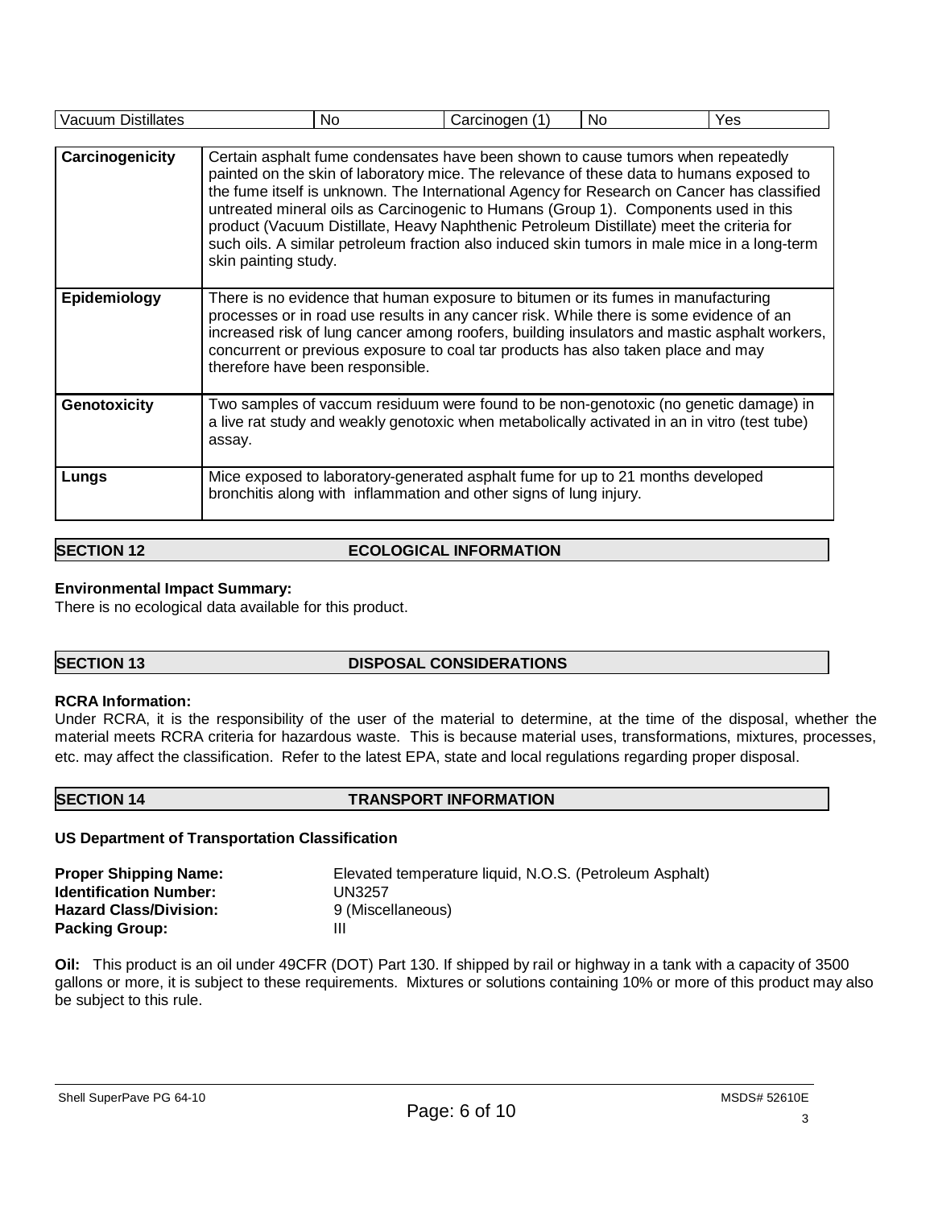| Vacuum Distillates | No | Carcinogen (1) | No | Yes |
|---|---|---|---|---|

| | |
|---|---|
| **Carcinogenicity** | Certain asphalt fume condensates have been shown to cause tumors when repeatedly painted on the skin of laboratory mice. The relevance of these data to humans exposed to the fume itself is unknown. The International Agency for Research on Cancer has classified untreated mineral oils as Carcinogenic to Humans (Group 1). Components used in this product (Vacuum Distillate, Heavy Naphthenic Petroleum Distillate) meet the criteria for such oils. A similar petroleum fraction also induced skin tumors in male mice in a long-term skin painting study. |
| **Epidemiology** | There is no evidence that human exposure to bitumen or its fumes in manufacturing processes or in road use results in any cancer risk. While there is some evidence of an increased risk of lung cancer among roofers, building insulators and mastic asphalt workers, concurrent or previous exposure to coal tar products has also taken place and may therefore have been responsible. |
| **Genotoxicity** | Two samples of vaccum residuum were found to be non-genotoxic (no genetic damage) in a live rat study and weakly genotoxic when metabolically activated in an in vitro (test tube) assay. |
| **Lungs** | Mice exposed to laboratory-generated asphalt fume for up to 21 months developed bronchitis along with inflammation and other signs of lung injury. |

## SECTION 12 ECOLOGICAL INFORMATION

**Environmental Impact Summary:**
There is no ecological data available for this product.

## SECTION 13 DISPOSAL CONSIDERATIONS

**RCRA Information:**
Under RCRA, it is the responsibility of the user of the material to determine, at the time of the disposal, whether the material meets RCRA criteria for hazardous waste. This is because material uses, transformations, mixtures, processes, etc. may affect the classification. Refer to the latest EPA, state and local regulations regarding proper disposal.

## SECTION 14 TRANSPORT INFORMATION

**US Department of Transportation Classification**

**Proper Shipping Name:** Elevated temperature liquid, N.O.S. (Petroleum Asphalt)
**Identification Number:** UN3257
**Hazard Class/Division:** 9 (Miscellaneous)
**Packing Group:** III

**Oil:** This product is an oil under 49CFR (DOT) Part 130. If shipped by rail or highway in a tank with a capacity of 3500 gallons or more, it is subject to these requirements. Mixtures or solutions containing 10% or more of this product may also be subject to this rule.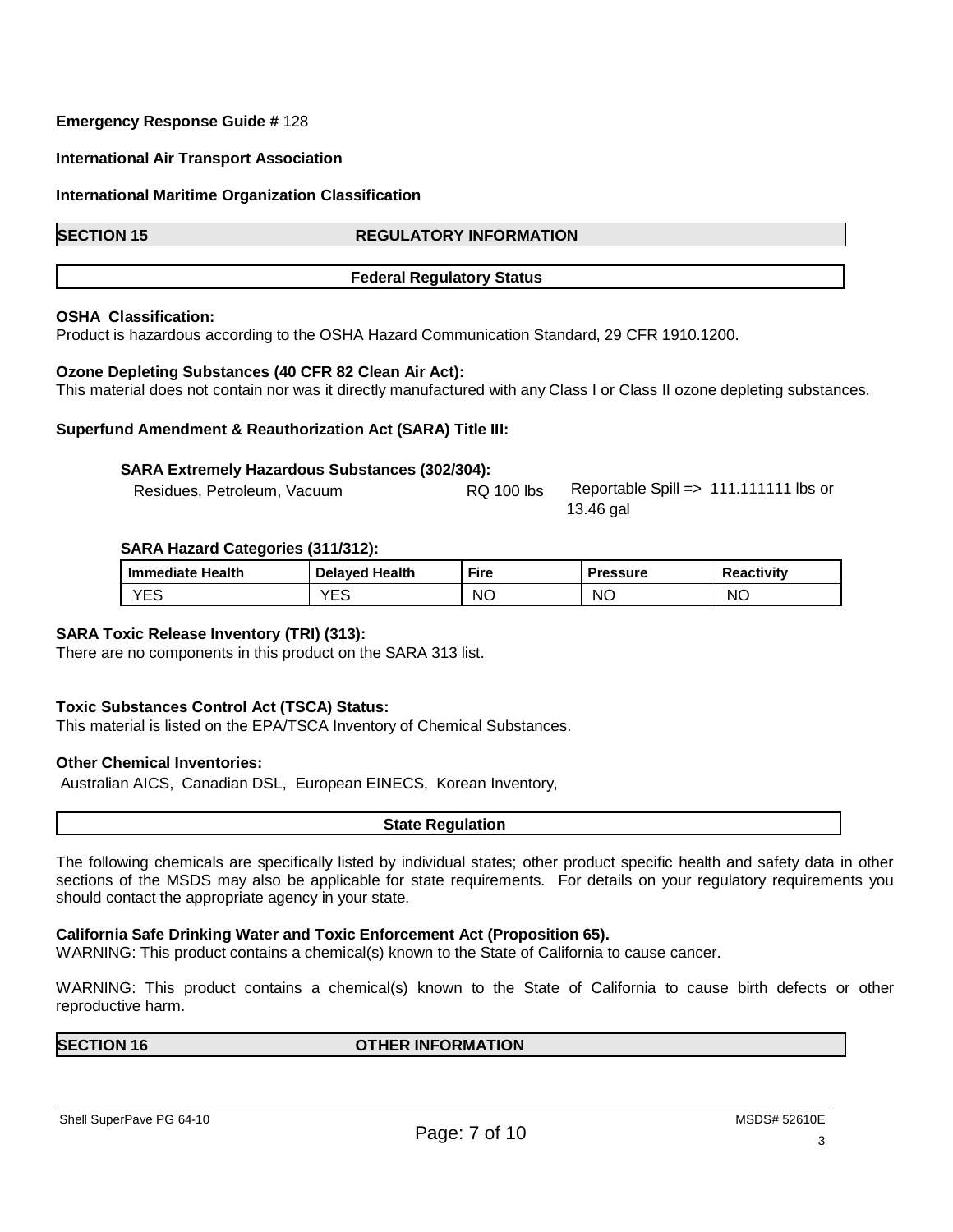**Emergency Response Guide #** 128

**International Air Transport Association**

**International Maritime Organization Classification**

## SECTION 15 REGULATORY INFORMATION

### Federal Regulatory Status

**OSHA Classification:**
Product is hazardous according to the OSHA Hazard Communication Standard, 29 CFR 1910.1200.

**Ozone Depleting Substances (40 CFR 82 Clean Air Act):**
This material does not contain nor was it directly manufactured with any Class I or Class II ozone depleting substances.

**Superfund Amendment & Reauthorization Act (SARA) Title III:**

**SARA Extremely Hazardous Substances (302/304):**

Residues, Petroleum, Vacuum RQ 100 lbs Reportable Spill => 111.111111 lbs or 13.46 gal

**SARA Hazard Categories (311/312):**

| Immediate Health | Delayed Health | Fire | Pressure | Reactivity |
|---|---|---|---|---|
| YES | YES | NO | NO | NO |

**SARA Toxic Release Inventory (TRI) (313):**
There are no components in this product on the SARA 313 list.

**Toxic Substances Control Act (TSCA) Status:**
This material is listed on the EPA/TSCA Inventory of Chemical Substances.

**Other Chemical Inventories:**
Australian AICS, Canadian DSL, European EINECS, Korean Inventory,

### State Regulation

The following chemicals are specifically listed by individual states; other product specific health and safety data in other sections of the MSDS may also be applicable for state requirements. For details on your regulatory requirements you should contact the appropriate agency in your state.

**California Safe Drinking Water and Toxic Enforcement Act (Proposition 65).**
WARNING: This product contains a chemical(s) known to the State of California to cause cancer.

WARNING: This product contains a chemical(s) known to the State of California to cause birth defects or other reproductive harm.

## SECTION 16 OTHER INFORMATION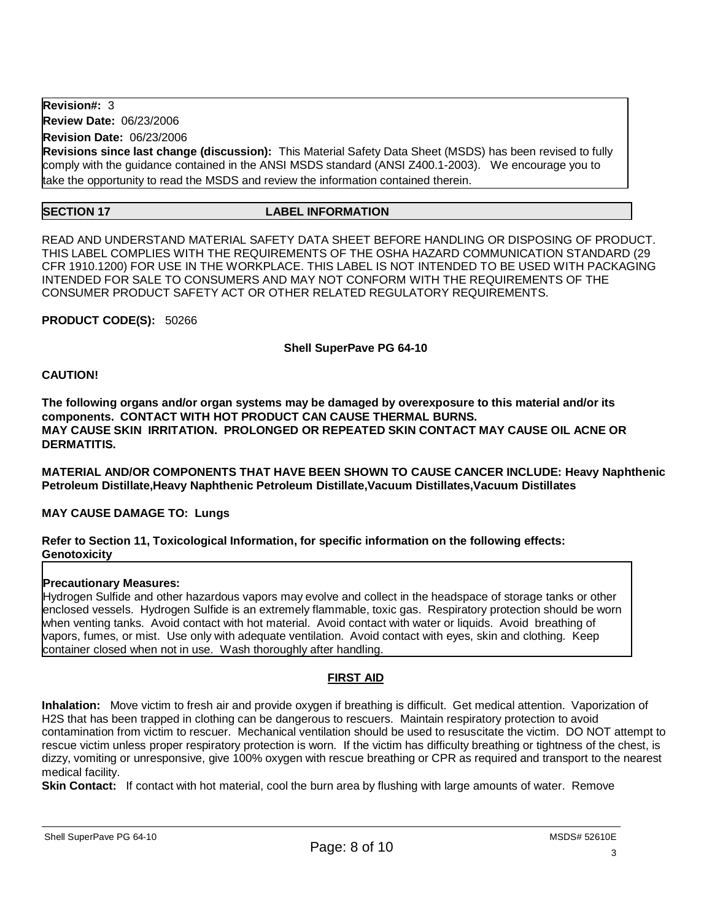**Revision#:** 3

**Review Date:** 06/23/2006

**Revision Date:** 06/23/2006

**Revisions since last change (discussion):** This Material Safety Data Sheet (MSDS) has been revised to fully comply with the guidance contained in the ANSI MSDS standard (ANSI Z400.1-2003). We encourage you to take the opportunity to read the MSDS and review the information contained therein.

## SECTION 17 LABEL INFORMATION

READ AND UNDERSTAND MATERIAL SAFETY DATA SHEET BEFORE HANDLING OR DISPOSING OF PRODUCT. THIS LABEL COMPLIES WITH THE REQUIREMENTS OF THE OSHA HAZARD COMMUNICATION STANDARD (29 CFR 1910.1200) FOR USE IN THE WORKPLACE. THIS LABEL IS NOT INTENDED TO BE USED WITH PACKAGING INTENDED FOR SALE TO CONSUMERS AND MAY NOT CONFORM WITH THE REQUIREMENTS OF THE CONSUMER PRODUCT SAFETY ACT OR OTHER RELATED REGULATORY REQUIREMENTS.

**PRODUCT CODE(S):** 50266

**Shell SuperPave PG 64-10**

**CAUTION!**

**The following organs and/or organ systems may be damaged by overexposure to this material and/or its components. CONTACT WITH HOT PRODUCT CAN CAUSE THERMAL BURNS.**
**MAY CAUSE SKIN IRRITATION. PROLONGED OR REPEATED SKIN CONTACT MAY CAUSE OIL ACNE OR DERMATITIS.**

**MATERIAL AND/OR COMPONENTS THAT HAVE BEEN SHOWN TO CAUSE CANCER INCLUDE: Heavy Naphthenic Petroleum Distillate,Heavy Naphthenic Petroleum Distillate,Vacuum Distillates,Vacuum Distillates**

**MAY CAUSE DAMAGE TO: Lungs**

**Refer to Section 11, Toxicological Information, for specific information on the following effects:**
**Genotoxicity**

**Precautionary Measures:**
Hydrogen Sulfide and other hazardous vapors may evolve and collect in the headspace of storage tanks or other enclosed vessels. Hydrogen Sulfide is an extremely flammable, toxic gas. Respiratory protection should be worn when venting tanks. Avoid contact with hot material. Avoid contact with water or liquids. Avoid breathing of vapors, fumes, or mist. Use only with adequate ventilation. Avoid contact with eyes, skin and clothing. Keep container closed when not in use. Wash thoroughly after handling.

### FIRST AID

**Inhalation:** Move victim to fresh air and provide oxygen if breathing is difficult. Get medical attention. Vaporization of $H_2S$ that has been trapped in clothing can be dangerous to rescuers. Maintain respiratory protection to avoid contamination from victim to rescuer. Mechanical ventilation should be used to resuscitate the victim. DO NOT attempt to rescue victim unless proper respiratory protection is worn. If the victim has difficulty breathing or tightness of the chest, is dizzy, vomiting or unresponsive, give 100% oxygen with rescue breathing or CPR as required and transport to the nearest medical facility.

**Skin Contact:** If contact with hot material, cool the burn area by flushing with large amounts of water. Remove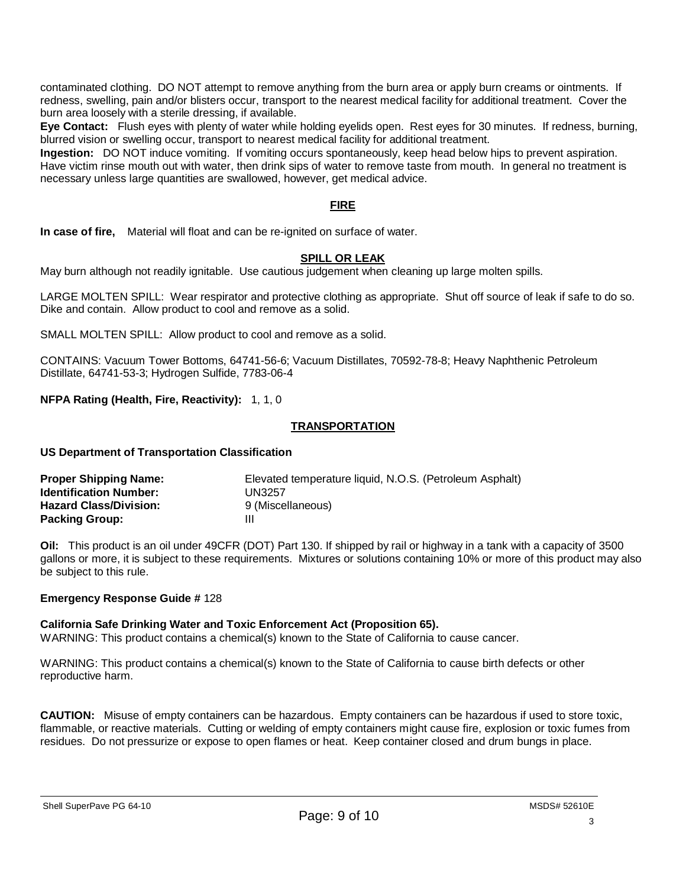contaminated clothing. DO NOT attempt to remove anything from the burn area or apply burn creams or ointments. If redness, swelling, pain and/or blisters occur, transport to the nearest medical facility for additional treatment. Cover the burn area loosely with a sterile dressing, if available.

**Eye Contact:** Flush eyes with plenty of water while holding eyelids open. Rest eyes for 30 minutes. If redness, burning, blurred vision or swelling occur, transport to nearest medical facility for additional treatment.

**Ingestion:** DO NOT induce vomiting. If vomiting occurs spontaneously, keep head below hips to prevent aspiration. Have victim rinse mouth out with water, then drink sips of water to remove taste from mouth. In general no treatment is necessary unless large quantities are swallowed, however, get medical advice.

## FIRE

**In case of fire,** Material will float and can be re-ignited on surface of water.

## SPILL OR LEAK

May burn although not readily ignitable. Use cautious judgement when cleaning up large molten spills.

LARGE MOLTEN SPILL: Wear respirator and protective clothing as appropriate. Shut off source of leak if safe to do so. Dike and contain. Allow product to cool and remove as a solid.

SMALL MOLTEN SPILL: Allow product to cool and remove as a solid.

CONTAINS: Vacuum Tower Bottoms, 64741-56-6; Vacuum Distillates, 70592-78-8; Heavy Naphthenic Petroleum Distillate, 64741-53-3; Hydrogen Sulfide, 7783-06-4

**NFPA Rating (Health, Fire, Reactivity):** 1, 1, 0

## TRANSPORTATION

**US Department of Transportation Classification**

| | |
|---|---|
| **Proper Shipping Name:** | Elevated temperature liquid, N.O.S. (Petroleum Asphalt) |
| **Identification Number:** | UN3257 |
| **Hazard Class/Division:** | 9 (Miscellaneous) |
| **Packing Group:** | III |

**Oil:** This product is an oil under 49CFR (DOT) Part 130. If shipped by rail or highway in a tank with a capacity of 3500 gallons or more, it is subject to these requirements. Mixtures or solutions containing 10% or more of this product may also be subject to this rule.

**Emergency Response Guide #** 128

**California Safe Drinking Water and Toxic Enforcement Act (Proposition 65).**

WARNING: This product contains a chemical(s) known to the State of California to cause cancer.

WARNING: This product contains a chemical(s) known to the State of California to cause birth defects or other reproductive harm.

**CAUTION:** Misuse of empty containers can be hazardous. Empty containers can be hazardous if used to store toxic, flammable, or reactive materials. Cutting or welding of empty containers might cause fire, explosion or toxic fumes from residues. Do not pressurize or expose to open flames or heat. Keep container closed and drum bungs in place.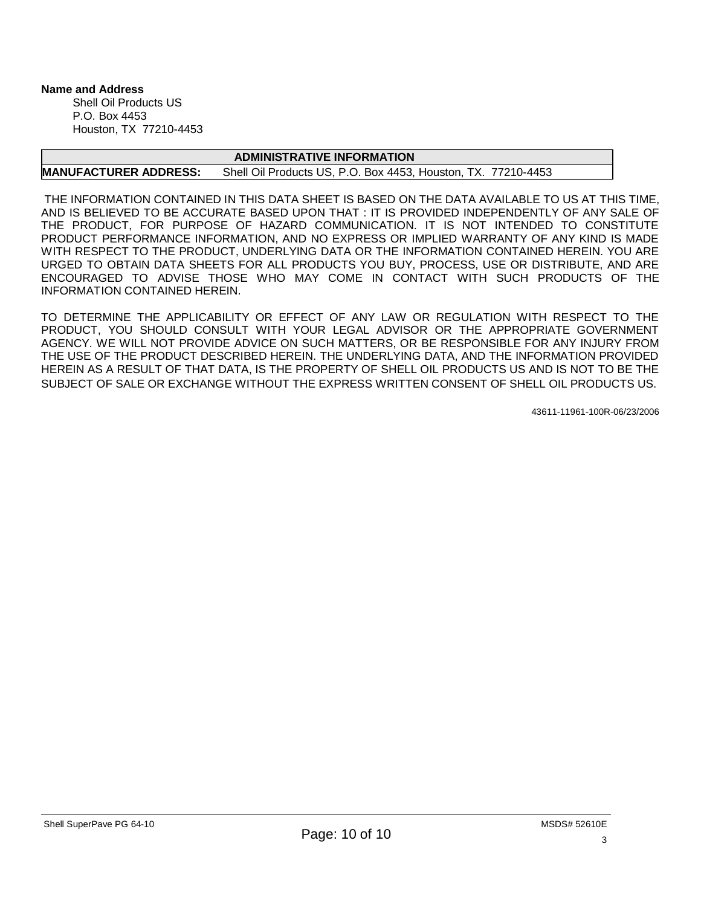**Name and Address**

Shell Oil Products US
P.O. Box 4453
Houston, TX 77210-4453

| ADMINISTRATIVE INFORMATION | |
|---|---|
| **MANUFACTURER ADDRESS:** | Shell Oil Products US, P.O. Box 4453, Houston, TX. 77210-4453 |

THE INFORMATION CONTAINED IN THIS DATA SHEET IS BASED ON THE DATA AVAILABLE TO US AT THIS TIME, AND IS BELIEVED TO BE ACCURATE BASED UPON THAT : IT IS PROVIDED INDEPENDENTLY OF ANY SALE OF THE PRODUCT, FOR PURPOSE OF HAZARD COMMUNICATION. IT IS NOT INTENDED TO CONSTITUTE PRODUCT PERFORMANCE INFORMATION, AND NO EXPRESS OR IMPLIED WARRANTY OF ANY KIND IS MADE WITH RESPECT TO THE PRODUCT, UNDERLYING DATA OR THE INFORMATION CONTAINED HEREIN. YOU ARE URGED TO OBTAIN DATA SHEETS FOR ALL PRODUCTS YOU BUY, PROCESS, USE OR DISTRIBUTE, AND ARE ENCOURAGED TO ADVISE THOSE WHO MAY COME IN CONTACT WITH SUCH PRODUCTS OF THE INFORMATION CONTAINED HEREIN.

TO DETERMINE THE APPLICABILITY OR EFFECT OF ANY LAW OR REGULATION WITH RESPECT TO THE PRODUCT, YOU SHOULD CONSULT WITH YOUR LEGAL ADVISOR OR THE APPROPRIATE GOVERNMENT AGENCY. WE WILL NOT PROVIDE ADVICE ON SUCH MATTERS, OR BE RESPONSIBLE FOR ANY INJURY FROM THE USE OF THE PRODUCT DESCRIBED HEREIN. THE UNDERLYING DATA, AND THE INFORMATION PROVIDED HEREIN AS A RESULT OF THAT DATA, IS THE PROPERTY OF SHELL OIL PRODUCTS US AND IS NOT TO BE THE SUBJECT OF SALE OR EXCHANGE WITHOUT THE EXPRESS WRITTEN CONSENT OF SHELL OIL PRODUCTS US.

43611-11961-100R-06/23/2006